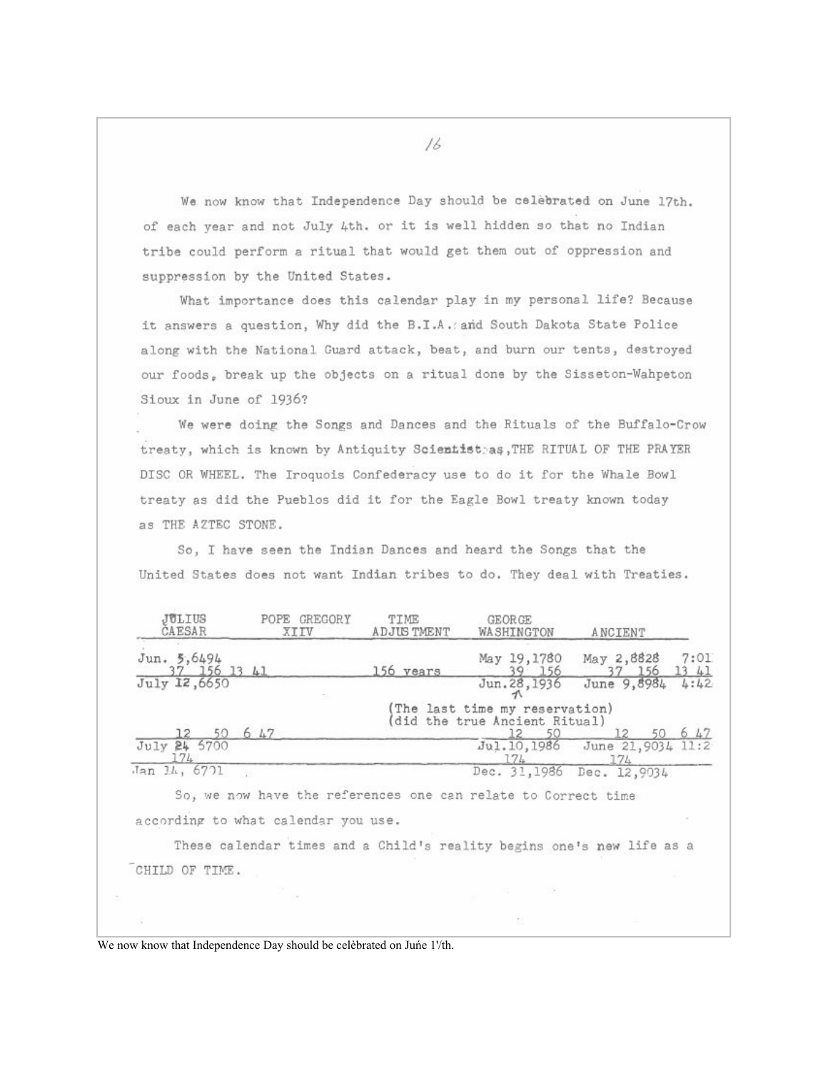We now know that Independence Day should be celebrated on June 17th. of each year and not July 4th. or it is well hidden so that no Indian tribe could perform a ritual that would get them out of oppression and suppression by the United States.

What importance does this calendar play in my personal life? Because it answers a question, Why did the B.I.A. and South Dakota State Police along with the National Guard attack, beat, and burn our tents, destroyed our foods, break up the objects on a ritual done by the Sisseton-Wahpeton Sioux in June of 1936?

We were doing the Songs and Dances and the Rituals of the Buffalo-Crow treaty, which is known by Antiquity Scientist as, THE RITUAL OF THE PRAYER DISC OR WHEEL. The Iroquois Confederacy use to do it for the Whale Bowl treaty as did the Pueblos did it for the Eagle Bowl treaty known today as THE AZTEC STONE.

So, I have seen the Indian Dances and heard the Songs that the United States does not want Indian tribes to do. They deal with Treaties.

| JULIUS CAESAR | POPE GREGORY XIIV | TIME ADJUSTMENT | GEORGE WASHINGTON | ANCIENT |
|---|---|---|---|---|
| Jun. 5,6494 | | | May 19,1780 | May 2,8828 7:01 |
| 37 156 13 41 | | 156 years | 39 156 | 37 156 13 41 |
| July 12,6650 | | | Jun.28,1936 | June 9,8984 4:42 |
| | | (The last time my reservation) (did the true Ancient Ritual) | | |
| 12 50 6 47 | | | 12 50 | 12 50 6 47 |
| July 24 6700 | | | Jul.10,1986 | June 21,9034 11:2 |
| 174 | | | 174 | 174 |
| Jan 14, 6701 | | | Dec. 31,1986 | Dec. 12,9034 |

So, we now have the references one can relate to Correct time according to what calendar you use.

These calendar times and a Child's reality begins one's new life as a CHILD OF TIME.

We now know that Independence Day should be celèbrated on Juńe 1'/th.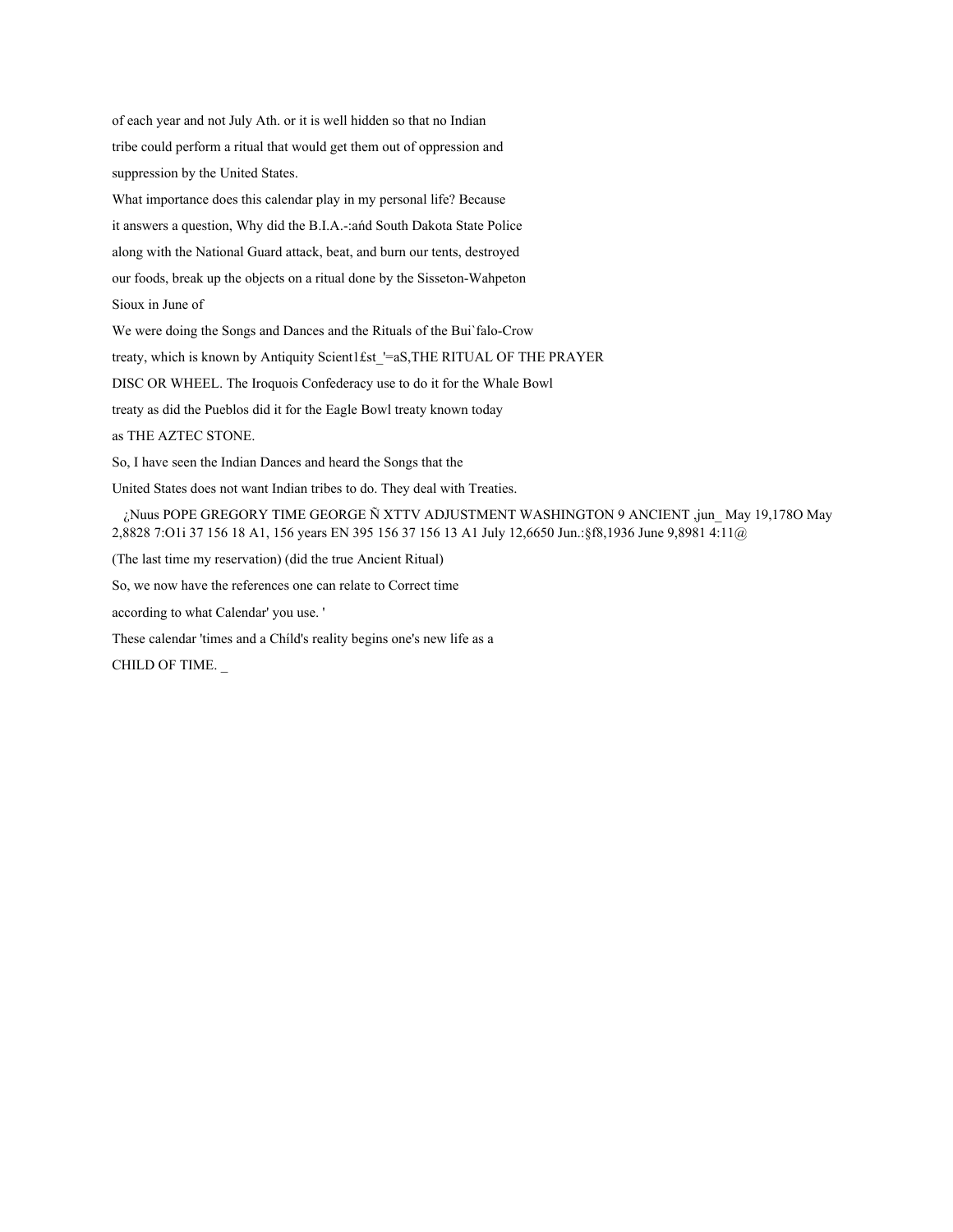of each year and not July Ath. or it is well hidden so that no Indian

tribe could perform a ritual that would get them out of oppression and

suppression by the United States.

What importance does this calendar play in my personal life? Because

it answers a question, Why did the B.I.A.-:ańd South Dakota State Police

along with the National Guard attack, beat, and burn our tents, destroyed

our foods, break up the objects on a ritual done by the Sisseton-Wahpeton

Sioux in June of

We were doing the Songs and Dances and the Rituals of the Bui`falo-Crow

treaty, which is known by Antiquity Scient1£st_'=aS,THE RITUAL OF THE PRAYER

DISC OR WHEEL. The Iroquois Confederacy use to do it for the Whale Bowl

treaty as did the Pueblos did it for the Eagle Bowl treaty known today

as THE AZTEC STONE.

So, I have seen the Indian Dances and heard the Songs that the

United States does not want Indian tribes to do. They deal with Treaties.

¿Nuus POPE GREGORY TIME GEORGE Ñ XTTV ADJUSTMENT WASHINGTON 9 ANCIENT ,jun_ May 19,178O May 2,8828 7:O1i 37 156 18 A1, 156 years EN 395 156 37 156 13 A1 July 12,6650 Jun.:§f8,1936 June 9,8981 4:11@

(The last time my reservation) (did the true Ancient Ritual)

So, we now have the references one can relate to Correct time

according to what Calendar' you use. '

These calendar 'times and a Child's reality begins one's new life as a

CHILD OF TIME. _